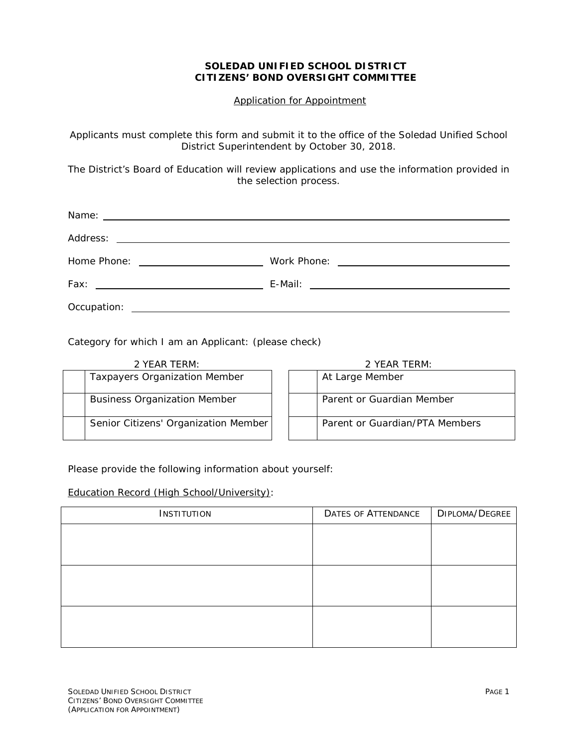**SOLEDAD UNIFIED SCHOOL DISTRICT**
**CITIZENS' BOND OVERSIGHT COMMITTEE**

Application for Appointment

Applicants must complete this form and submit it to the office of the Soledad Unified School District Superintendent by October 30, 2018.

The District's Board of Education will review applications and use the information provided in the selection process.

Name: ______________________________________________

Address: ______________________________________________

Home Phone: ____________________ Work Phone: ____________________

Fax: ____________________ E-Mail: ____________________

Occupation: ______________________________________________

Category for which I am an Applicant: (please check)

2 YEAR TERM:

| | |
|---|---|
| | Taxpayers Organization Member |
| | Business Organization Member |
| | Senior Citizens' Organization Member |

2 YEAR TERM:

| | |
|---|---|
| | At Large Member |
| | Parent or Guardian Member |
| | Parent or Guardian/PTA Members |

Please provide the following information about yourself:

Education Record (High School/University):

| INSTITUTION | DATES OF ATTENDANCE | DIPLOMA/DEGREE |
|---|---|---|
| | | |
| | | |
| | | |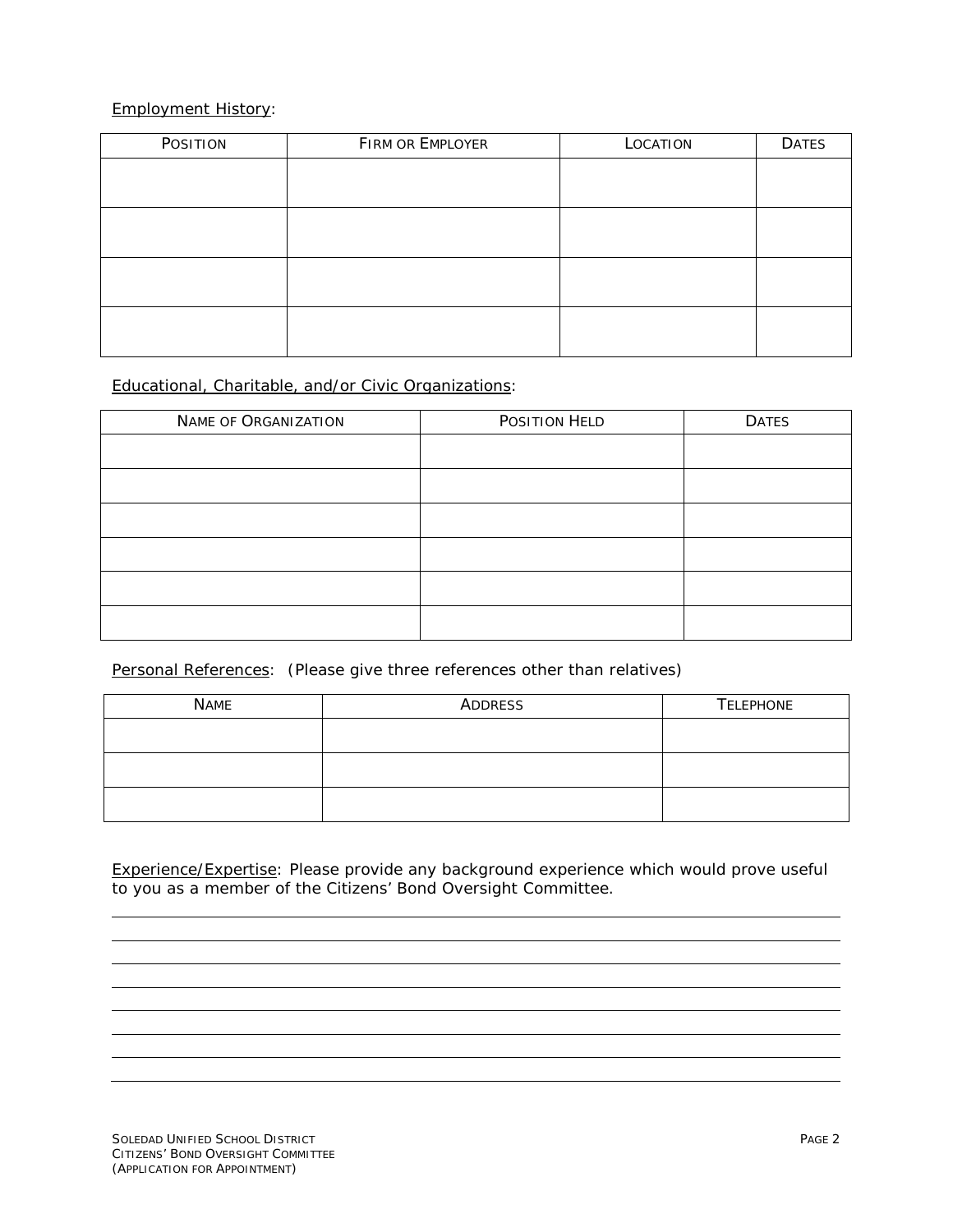Employment History:

| POSITION | FIRM OR EMPLOYER | LOCATION | DATES |
|---|---|---|---|
| | | | |
| | | | |
| | | | |
| | | | |

Educational, Charitable, and/or Civic Organizations:

| NAME OF ORGANIZATION | POSITION HELD | DATES |
|---|---|---|
| | | |
| | | |
| | | |
| | | |
| | | |
| | | |

Personal References: (Please give three references other than relatives)

| NAME | ADDRESS | TELEPHONE |
|---|---|---|
| | | |
| | | |
| | | |

Experience/Expertise: Please provide any background experience which would prove useful to you as a member of the Citizens' Bond Oversight Committee.

______________________________________________________________________________

______________________________________________________________________________

______________________________________________________________________________

______________________________________________________________________________

______________________________________________________________________________

______________________________________________________________________________

______________________________________________________________________________

______________________________________________________________________________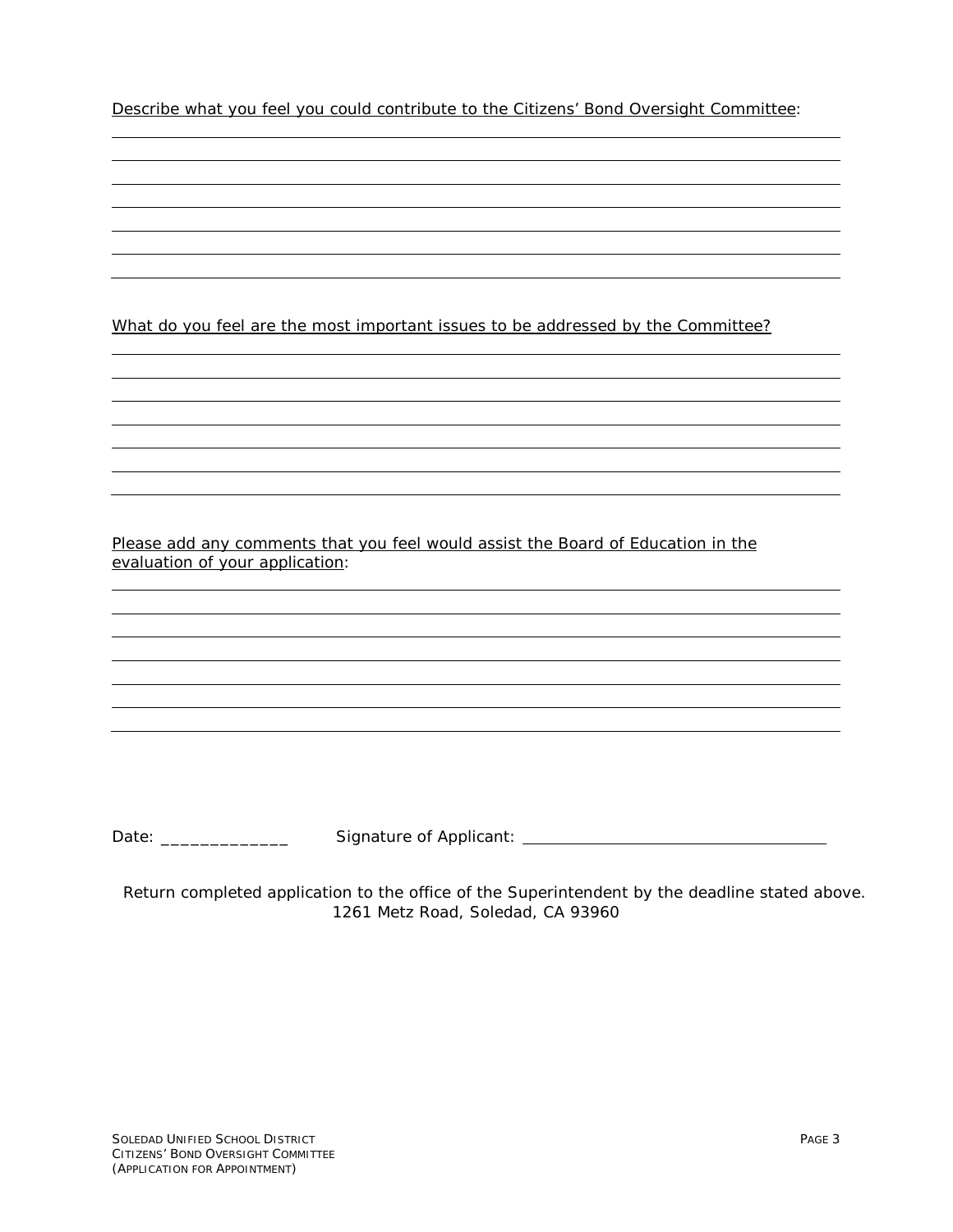Describe what you feel you could contribute to the Citizens' Bond Oversight Committee:

_______________________________________________________________________________

_______________________________________________________________________________

_______________________________________________________________________________

_______________________________________________________________________________

_______________________________________________________________________________

_______________________________________________________________________________

What do you feel are the most important issues to be addressed by the Committee?

_______________________________________________________________________________

_______________________________________________________________________________

_______________________________________________________________________________

_______________________________________________________________________________

_______________________________________________________________________________

_______________________________________________________________________________

Please add any comments that you feel would assist the Board of Education in the evaluation of your application:

_______________________________________________________________________________

_______________________________________________________________________________

_______________________________________________________________________________

_______________________________________________________________________________

_______________________________________________________________________________

_______________________________________________________________________________

Date: _____________ Signature of Applicant: ________________________________

Return completed application to the office of the Superintendent by the deadline stated above.
1261 Metz Road, Soledad, CA 93960